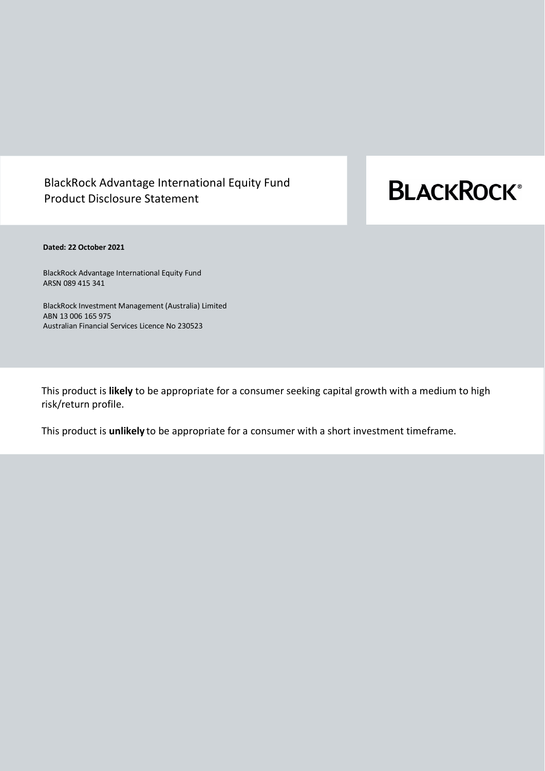# BlackRock Advantage International Equity Fund Product Disclosure Statement

BLACKROCK®

**Dated: 22 October 2021**

BlackRock Advantage International Equity Fund
ARSN 089 415 341

BlackRock Investment Management (Australia) Limited
ABN 13 006 165 975
Australian Financial Services Licence No 230523

This product is **likely** to be appropriate for a consumer seeking capital growth with a medium to high risk/return profile.

This product is **unlikely** to be appropriate for a consumer with a short investment timeframe.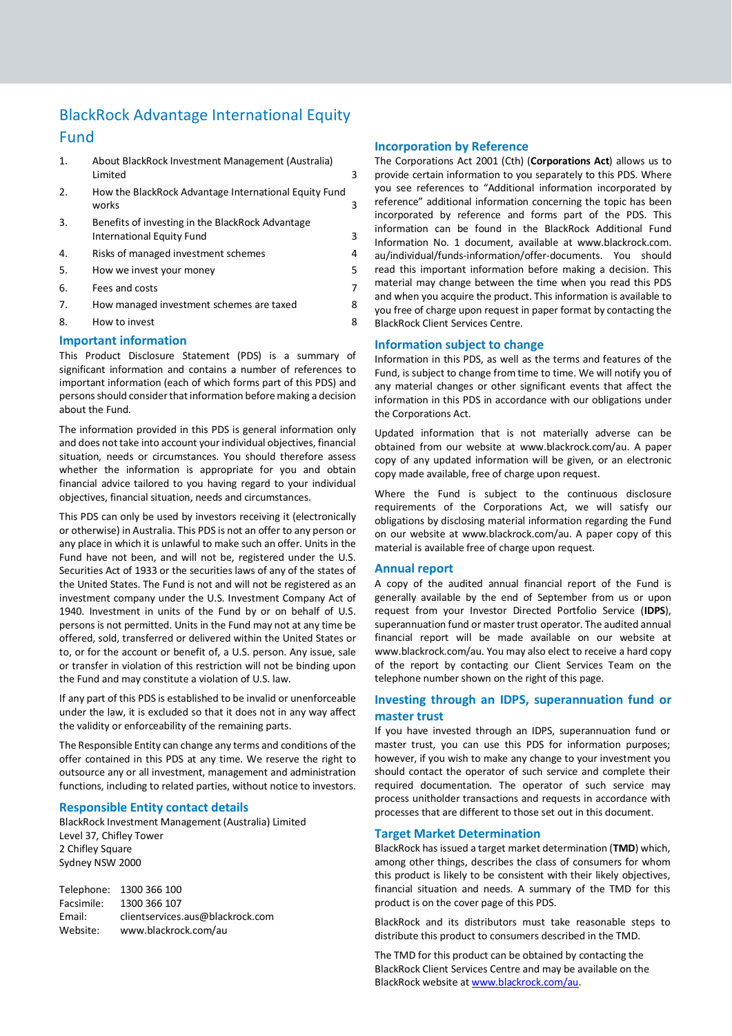# BlackRock Advantage International Equity Fund

| | | |
|---|---|---|
| 1. | About BlackRock Investment Management (Australia) Limited | 3 |
| 2. | How the BlackRock Advantage International Equity Fund works | 3 |
| 3. | Benefits of investing in the BlackRock Advantage International Equity Fund | 3 |
| 4. | Risks of managed investment schemes | 4 |
| 5. | How we invest your money | 5 |
| 6. | Fees and costs | 7 |
| 7. | How managed investment schemes are taxed | 8 |
| 8. | How to invest | 8 |

## Important information

This Product Disclosure Statement (PDS) is a summary of significant information and contains a number of references to important information (each of which forms part of this PDS) and persons should consider that information before making a decision about the Fund.

The information provided in this PDS is general information only and does not take into account your individual objectives, financial situation, needs or circumstances. You should therefore assess whether the information is appropriate for you and obtain financial advice tailored to you having regard to your individual objectives, financial situation, needs and circumstances.

This PDS can only be used by investors receiving it (electronically or otherwise) in Australia. This PDS is not an offer to any person or any place in which it is unlawful to make such an offer. Units in the Fund have not been, and will not be, registered under the U.S. Securities Act of 1933 or the securities laws of any of the states of the United States. The Fund is not and will not be registered as an investment company under the U.S. Investment Company Act of 1940. Investment in units of the Fund by or on behalf of U.S. persons is not permitted. Units in the Fund may not at any time be offered, sold, transferred or delivered within the United States or to, or for the account or benefit of, a U.S. person. Any issue, sale or transfer in violation of this restriction will not be binding upon the Fund and may constitute a violation of U.S. law.

If any part of this PDS is established to be invalid or unenforceable under the law, it is excluded so that it does not in any way affect the validity or enforceability of the remaining parts.

The Responsible Entity can change any terms and conditions of the offer contained in this PDS at any time. We reserve the right to outsource any or all investment, management and administration functions, including to related parties, without notice to investors.

## Responsible Entity contact details

BlackRock Investment Management (Australia) Limited
Level 37, Chifley Tower
2 Chifley Square
Sydney NSW 2000

Telephone: 1300 366 100
Facsimile: 1300 366 107
Email: clientservices.aus@blackrock.com
Website: www.blackrock.com/au

## Incorporation by Reference

The Corporations Act 2001 (Cth) (**Corporations Act**) allows us to provide certain information to you separately to this PDS. Where you see references to "Additional information incorporated by reference" additional information concerning the topic has been incorporated by reference and forms part of the PDS. This information can be found in the BlackRock Additional Fund Information No. 1 document, available at www.blackrock.com.au/individual/funds-information/offer-documents. You should read this important information before making a decision. This material may change between the time when you read this PDS and when you acquire the product. This information is available to you free of charge upon request in paper format by contacting the BlackRock Client Services Centre.

## Information subject to change

Information in this PDS, as well as the terms and features of the Fund, is subject to change from time to time. We will notify you of any material changes or other significant events that affect the information in this PDS in accordance with our obligations under the Corporations Act.

Updated information that is not materially adverse can be obtained from our website at www.blackrock.com/au. A paper copy of any updated information will be given, or an electronic copy made available, free of charge upon request.

Where the Fund is subject to the continuous disclosure requirements of the Corporations Act, we will satisfy our obligations by disclosing material information regarding the Fund on our website at www.blackrock.com/au. A paper copy of this material is available free of charge upon request.

## Annual report

A copy of the audited annual financial report of the Fund is generally available by the end of September from us or upon request from your Investor Directed Portfolio Service (**IDPS**), superannuation fund or master trust operator. The audited annual financial report will be made available on our website at www.blackrock.com/au. You may also elect to receive a hard copy of the report by contacting our Client Services Team on the telephone number shown on the right of this page.

## Investing through an IDPS, superannuation fund or master trust

If you have invested through an IDPS, superannuation fund or master trust, you can use this PDS for information purposes; however, if you wish to make any change to your investment you should contact the operator of such service and complete their required documentation. The operator of such service may process unitholder transactions and requests in accordance with processes that are different to those set out in this document.

## Target Market Determination

BlackRock has issued a target market determination (**TMD**) which, among other things, describes the class of consumers for whom this product is likely to be consistent with their likely objectives, financial situation and needs. A summary of the TMD for this product is on the cover page of this PDS.

BlackRock and its distributors must take reasonable steps to distribute this product to consumers described in the TMD.

The TMD for this product can be obtained by contacting the BlackRock Client Services Centre and may be available on the BlackRock website at www.blackrock.com/au.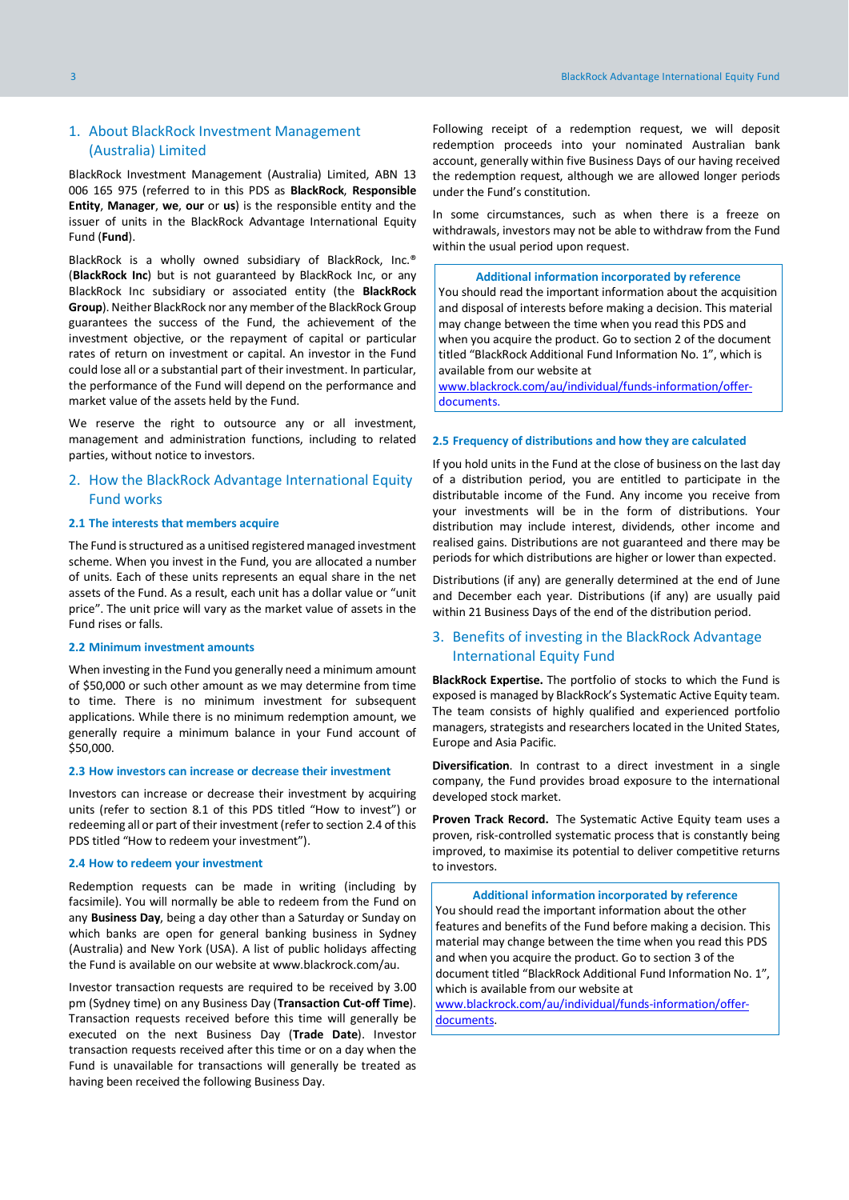## 1. About BlackRock Investment Management (Australia) Limited

BlackRock Investment Management (Australia) Limited, ABN 13 006 165 975 (referred to in this PDS as **BlackRock**, **Responsible Entity**, **Manager**, **we**, **our** or **us**) is the responsible entity and the issuer of units in the BlackRock Advantage International Equity Fund (**Fund**).

BlackRock is a wholly owned subsidiary of BlackRock, Inc.® (**BlackRock Inc**) but is not guaranteed by BlackRock Inc, or any BlackRock Inc subsidiary or associated entity (the **BlackRock Group**). Neither BlackRock nor any member of the BlackRock Group guarantees the success of the Fund, the achievement of the investment objective, or the repayment of capital or particular rates of return on investment or capital. An investor in the Fund could lose all or a substantial part of their investment. In particular, the performance of the Fund will depend on the performance and market value of the assets held by the Fund.

We reserve the right to outsource any or all investment, management and administration functions, including to related parties, without notice to investors.

## 2. How the BlackRock Advantage International Equity Fund works

### 2.1 The interests that members acquire

The Fund is structured as a unitised registered managed investment scheme. When you invest in the Fund, you are allocated a number of units. Each of these units represents an equal share in the net assets of the Fund. As a result, each unit has a dollar value or "unit price". The unit price will vary as the market value of assets in the Fund rises or falls.

### 2.2 Minimum investment amounts

When investing in the Fund you generally need a minimum amount of $50,000 or such other amount as we may determine from time to time. There is no minimum investment for subsequent applications. While there is no minimum redemption amount, we generally require a minimum balance in your Fund account of $50,000.

### 2.3 How investors can increase or decrease their investment

Investors can increase or decrease their investment by acquiring units (refer to section 8.1 of this PDS titled "How to invest") or redeeming all or part of their investment (refer to section 2.4 of this PDS titled "How to redeem your investment").

### 2.4 How to redeem your investment

Redemption requests can be made in writing (including by facsimile). You will normally be able to redeem from the Fund on any **Business Day**, being a day other than a Saturday or Sunday on which banks are open for general banking business in Sydney (Australia) and New York (USA). A list of public holidays affecting the Fund is available on our website at www.blackrock.com/au.

Investor transaction requests are required to be received by 3.00 pm (Sydney time) on any Business Day (**Transaction Cut-off Time**). Transaction requests received before this time will generally be executed on the next Business Day (**Trade Date**). Investor transaction requests received after this time or on a day when the Fund is unavailable for transactions will generally be treated as having been received the following Business Day.

Following receipt of a redemption request, we will deposit redemption proceeds into your nominated Australian bank account, generally within five Business Days of our having received the redemption request, although we are allowed longer periods under the Fund's constitution.

In some circumstances, such as when there is a freeze on withdrawals, investors may not be able to withdraw from the Fund within the usual period upon request.

> **Additional information incorporated by reference**
>
> You should read the important information about the acquisition and disposal of interests before making a decision. This material may change between the time when you read this PDS and when you acquire the product. Go to section 2 of the document titled "BlackRock Additional Fund Information No. 1", which is available from our website at www.blackrock.com/au/individual/funds-information/offer-documents.

### 2.5 Frequency of distributions and how they are calculated

If you hold units in the Fund at the close of business on the last day of a distribution period, you are entitled to participate in the distributable income of the Fund. Any income you receive from your investments will be in the form of distributions. Your distribution may include interest, dividends, other income and realised gains. Distributions are not guaranteed and there may be periods for which distributions are higher or lower than expected.

Distributions (if any) are generally determined at the end of June and December each year. Distributions (if any) are usually paid within 21 Business Days of the end of the distribution period.

## 3. Benefits of investing in the BlackRock Advantage International Equity Fund

**BlackRock Expertise.** The portfolio of stocks to which the Fund is exposed is managed by BlackRock's Systematic Active Equity team. The team consists of highly qualified and experienced portfolio managers, strategists and researchers located in the United States, Europe and Asia Pacific.

**Diversification**. In contrast to a direct investment in a single company, the Fund provides broad exposure to the international developed stock market.

**Proven Track Record.** The Systematic Active Equity team uses a proven, risk-controlled systematic process that is constantly being improved, to maximise its potential to deliver competitive returns to investors.

> **Additional information incorporated by reference**
>
> You should read the important information about the other features and benefits of the Fund before making a decision. This material may change between the time when you read this PDS and when you acquire the product. Go to section 3 of the document titled "BlackRock Additional Fund Information No. 1", which is available from our website at www.blackrock.com/au/individual/funds-information/offer-documents.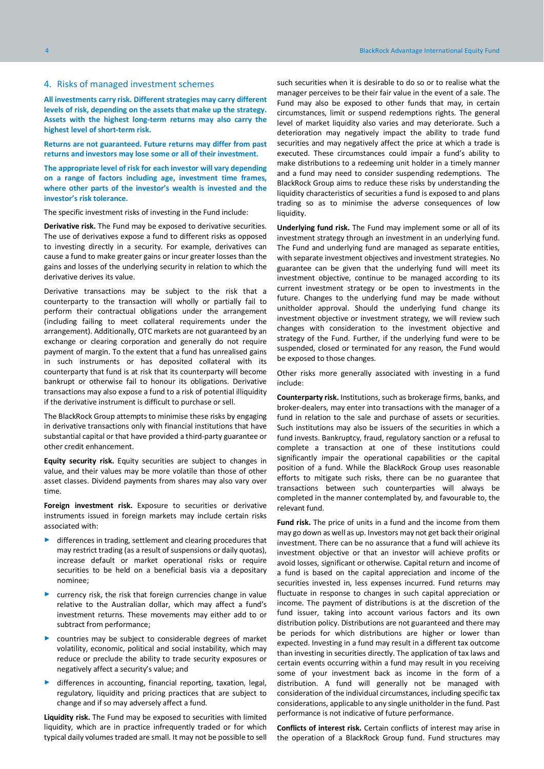## 4. Risks of managed investment schemes

**All investments carry risk. Different strategies may carry different levels of risk, depending on the assets that make up the strategy. Assets with the highest long-term returns may also carry the highest level of short-term risk.**

**Returns are not guaranteed. Future returns may differ from past returns and investors may lose some or all of their investment.**

**The appropriate level of risk for each investor will vary depending on a range of factors including age, investment time frames, where other parts of the investor's wealth is invested and the investor's risk tolerance.**

The specific investment risks of investing in the Fund include:

**Derivative risk.** The Fund may be exposed to derivative securities. The use of derivatives expose a fund to different risks as opposed to investing directly in a security. For example, derivatives can cause a fund to make greater gains or incur greater losses than the gains and losses of the underlying security in relation to which the derivative derives its value.

Derivative transactions may be subject to the risk that a counterparty to the transaction will wholly or partially fail to perform their contractual obligations under the arrangement (including failing to meet collateral requirements under the arrangement). Additionally, OTC markets are not guaranteed by an exchange or clearing corporation and generally do not require payment of margin. To the extent that a fund has unrealised gains in such instruments or has deposited collateral with its counterparty that fund is at risk that its counterparty will become bankrupt or otherwise fail to honour its obligations. Derivative transactions may also expose a fund to a risk of potential illiquidity if the derivative instrument is difficult to purchase or sell.

The BlackRock Group attempts to minimise these risks by engaging in derivative transactions only with financial institutions that have substantial capital or that have provided a third-party guarantee or other credit enhancement.

**Equity security risk.** Equity securities are subject to changes in value, and their values may be more volatile than those of other asset classes. Dividend payments from shares may also vary over time.

**Foreign investment risk.** Exposure to securities or derivative instruments issued in foreign markets may include certain risks associated with:

- differences in trading, settlement and clearing procedures that may restrict trading (as a result of suspensions or daily quotas), increase default or market operational risks or require securities to be held on a beneficial basis via a depositary nominee;
- currency risk, the risk that foreign currencies change in value relative to the Australian dollar, which may affect a fund's investment returns. These movements may either add to or subtract from performance;
- countries may be subject to considerable degrees of market volatility, economic, political and social instability, which may reduce or preclude the ability to trade security exposures or negatively affect a security's value; and
- differences in accounting, financial reporting, taxation, legal, regulatory, liquidity and pricing practices that are subject to change and if so may adversely affect a fund.

**Liquidity risk.** The Fund may be exposed to securities with limited liquidity, which are in practice infrequently traded or for which typical daily volumes traded are small. It may not be possible to sell such securities when it is desirable to do so or to realise what the manager perceives to be their fair value in the event of a sale. The Fund may also be exposed to other funds that may, in certain circumstances, limit or suspend redemptions rights. The general level of market liquidity also varies and may deteriorate. Such a deterioration may negatively impact the ability to trade fund securities and may negatively affect the price at which a trade is executed. These circumstances could impair a fund's ability to make distributions to a redeeming unit holder in a timely manner and a fund may need to consider suspending redemptions. The BlackRock Group aims to reduce these risks by understanding the liquidity characteristics of securities a fund is exposed to and plans trading so as to minimise the adverse consequences of low liquidity.

**Underlying fund risk.** The Fund may implement some or all of its investment strategy through an investment in an underlying fund. The Fund and underlying fund are managed as separate entities, with separate investment objectives and investment strategies. No guarantee can be given that the underlying fund will meet its investment objective, continue to be managed according to its current investment strategy or be open to investments in the future. Changes to the underlying fund may be made without unitholder approval. Should the underlying fund change its investment objective or investment strategy, we will review such changes with consideration to the investment objective and strategy of the Fund. Further, if the underlying fund were to be suspended, closed or terminated for any reason, the Fund would be exposed to those changes.

Other risks more generally associated with investing in a fund include:

**Counterparty risk.** Institutions, such as brokerage firms, banks, and broker-dealers, may enter into transactions with the manager of a fund in relation to the sale and purchase of assets or securities. Such institutions may also be issuers of the securities in which a fund invests. Bankruptcy, fraud, regulatory sanction or a refusal to complete a transaction at one of these institutions could significantly impair the operational capabilities or the capital position of a fund. While the BlackRock Group uses reasonable efforts to mitigate such risks, there can be no guarantee that transactions between such counterparties will always be completed in the manner contemplated by, and favourable to, the relevant fund.

**Fund risk.** The price of units in a fund and the income from them may go down as well as up. Investors may not get back their original investment. There can be no assurance that a fund will achieve its investment objective or that an investor will achieve profits or avoid losses, significant or otherwise. Capital return and income of a fund is based on the capital appreciation and income of the securities invested in, less expenses incurred. Fund returns may fluctuate in response to changes in such capital appreciation or income. The payment of distributions is at the discretion of the fund issuer, taking into account various factors and its own distribution policy. Distributions are not guaranteed and there may be periods for which distributions are higher or lower than expected. Investing in a fund may result in a different tax outcome than investing in securities directly. The application of tax laws and certain events occurring within a fund may result in you receiving some of your investment back as income in the form of a distribution. A fund will generally not be managed with consideration of the individual circumstances, including specific tax considerations, applicable to any single unitholder in the fund. Past performance is not indicative of future performance.

**Conflicts of interest risk.** Certain conflicts of interest may arise in the operation of a BlackRock Group fund. Fund structures may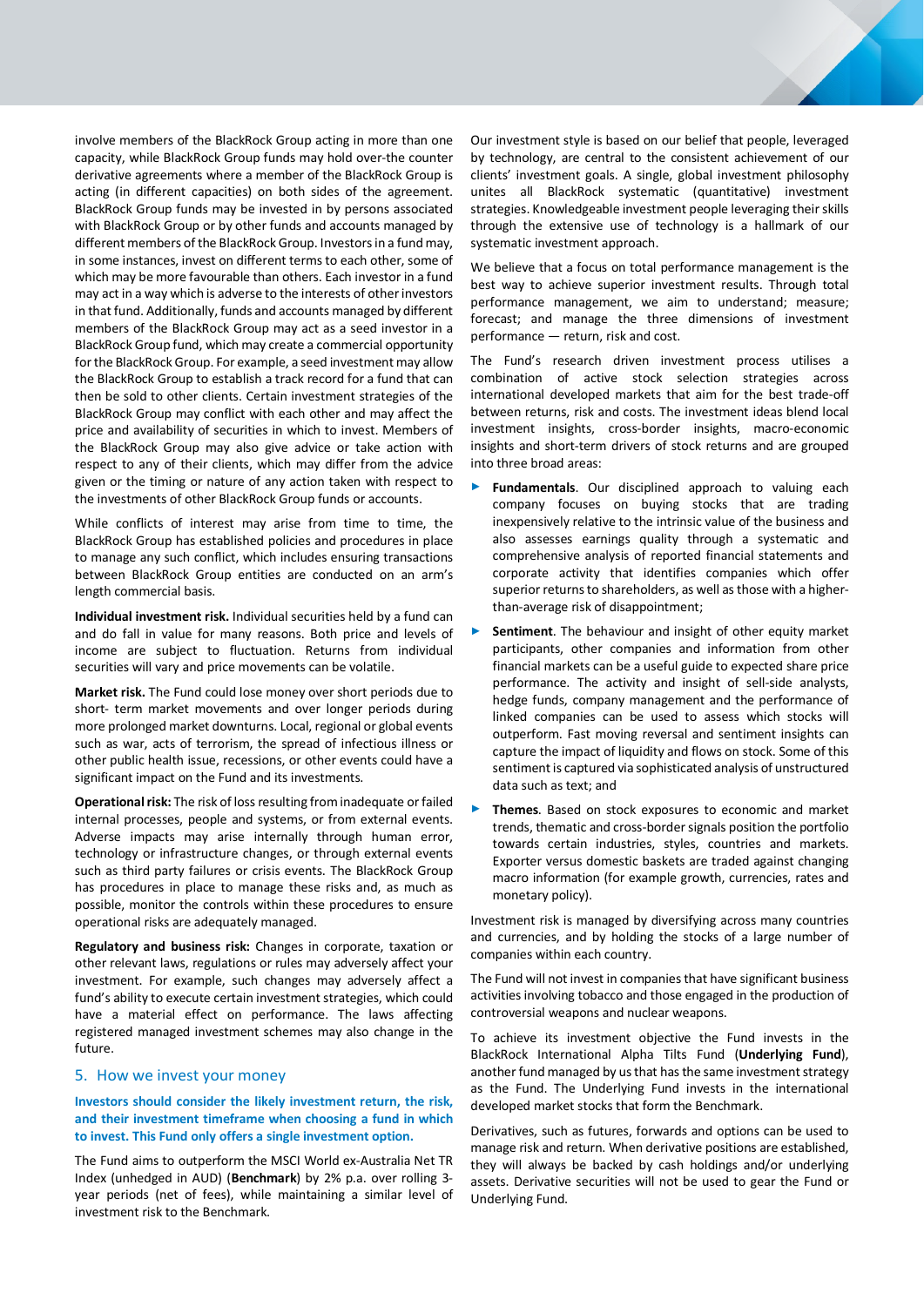involve members of the BlackRock Group acting in more than one capacity, while BlackRock Group funds may hold over-the counter derivative agreements where a member of the BlackRock Group is acting (in different capacities) on both sides of the agreement. BlackRock Group funds may be invested in by persons associated with BlackRock Group or by other funds and accounts managed by different members of the BlackRock Group. Investors in a fund may, in some instances, invest on different terms to each other, some of which may be more favourable than others. Each investor in a fund may act in a way which is adverse to the interests of other investors in that fund. Additionally, funds and accounts managed by different members of the BlackRock Group may act as a seed investor in a BlackRock Group fund, which may create a commercial opportunity for the BlackRock Group. For example, a seed investment may allow the BlackRock Group to establish a track record for a fund that can then be sold to other clients. Certain investment strategies of the BlackRock Group may conflict with each other and may affect the price and availability of securities in which to invest. Members of the BlackRock Group may also give advice or take action with respect to any of their clients, which may differ from the advice given or the timing or nature of any action taken with respect to the investments of other BlackRock Group funds or accounts.

While conflicts of interest may arise from time to time, the BlackRock Group has established policies and procedures in place to manage any such conflict, which includes ensuring transactions between BlackRock Group entities are conducted on an arm's length commercial basis.

**Individual investment risk.** Individual securities held by a fund can and do fall in value for many reasons. Both price and levels of income are subject to fluctuation. Returns from individual securities will vary and price movements can be volatile.

**Market risk.** The Fund could lose money over short periods due to short- term market movements and over longer periods during more prolonged market downturns. Local, regional or global events such as war, acts of terrorism, the spread of infectious illness or other public health issue, recessions, or other events could have a significant impact on the Fund and its investments.

**Operational risk:** The risk of loss resulting from inadequate or failed internal processes, people and systems, or from external events. Adverse impacts may arise internally through human error, technology or infrastructure changes, or through external events such as third party failures or crisis events. The BlackRock Group has procedures in place to manage these risks and, as much as possible, monitor the controls within these procedures to ensure operational risks are adequately managed.

**Regulatory and business risk:** Changes in corporate, taxation or other relevant laws, regulations or rules may adversely affect your investment. For example, such changes may adversely affect a fund's ability to execute certain investment strategies, which could have a material effect on performance. The laws affecting registered managed investment schemes may also change in the future.

## 5. How we invest your money

**Investors should consider the likely investment return, the risk, and their investment timeframe when choosing a fund in which to invest. This Fund only offers a single investment option.**

The Fund aims to outperform the MSCI World ex-Australia Net TR Index (unhedged in AUD) (**Benchmark**) by 2% p.a. over rolling 3-year periods (net of fees), while maintaining a similar level of investment risk to the Benchmark.

Our investment style is based on our belief that people, leveraged by technology, are central to the consistent achievement of our clients' investment goals. A single, global investment philosophy unites all BlackRock systematic (quantitative) investment strategies. Knowledgeable investment people leveraging their skills through the extensive use of technology is a hallmark of our systematic investment approach.

We believe that a focus on total performance management is the best way to achieve superior investment results. Through total performance management, we aim to understand; measure; forecast; and manage the three dimensions of investment performance — return, risk and cost.

The Fund's research driven investment process utilises a combination of active stock selection strategies across international developed markets that aim for the best trade-off between returns, risk and costs. The investment ideas blend local investment insights, cross-border insights, macro-economic insights and short-term drivers of stock returns and are grouped into three broad areas:

- **Fundamentals**. Our disciplined approach to valuing each company focuses on buying stocks that are trading inexpensively relative to the intrinsic value of the business and also assesses earnings quality through a systematic and comprehensive analysis of reported financial statements and corporate activity that identifies companies which offer superior returns to shareholders, as well as those with a higher-than-average risk of disappointment;
- **Sentiment**. The behaviour and insight of other equity market participants, other companies and information from other financial markets can be a useful guide to expected share price performance. The activity and insight of sell-side analysts, hedge funds, company management and the performance of linked companies can be used to assess which stocks will outperform. Fast moving reversal and sentiment insights can capture the impact of liquidity and flows on stock. Some of this sentiment is captured via sophisticated analysis of unstructured data such as text; and
- **Themes**. Based on stock exposures to economic and market trends, thematic and cross-border signals position the portfolio towards certain industries, styles, countries and markets. Exporter versus domestic baskets are traded against changing macro information (for example growth, currencies, rates and monetary policy).

Investment risk is managed by diversifying across many countries and currencies, and by holding the stocks of a large number of companies within each country.

The Fund will not invest in companies that have significant business activities involving tobacco and those engaged in the production of controversial weapons and nuclear weapons.

To achieve its investment objective the Fund invests in the BlackRock International Alpha Tilts Fund (**Underlying Fund**), another fund managed by us that has the same investment strategy as the Fund. The Underlying Fund invests in the international developed market stocks that form the Benchmark.

Derivatives, such as futures, forwards and options can be used to manage risk and return. When derivative positions are established, they will always be backed by cash holdings and/or underlying assets. Derivative securities will not be used to gear the Fund or Underlying Fund.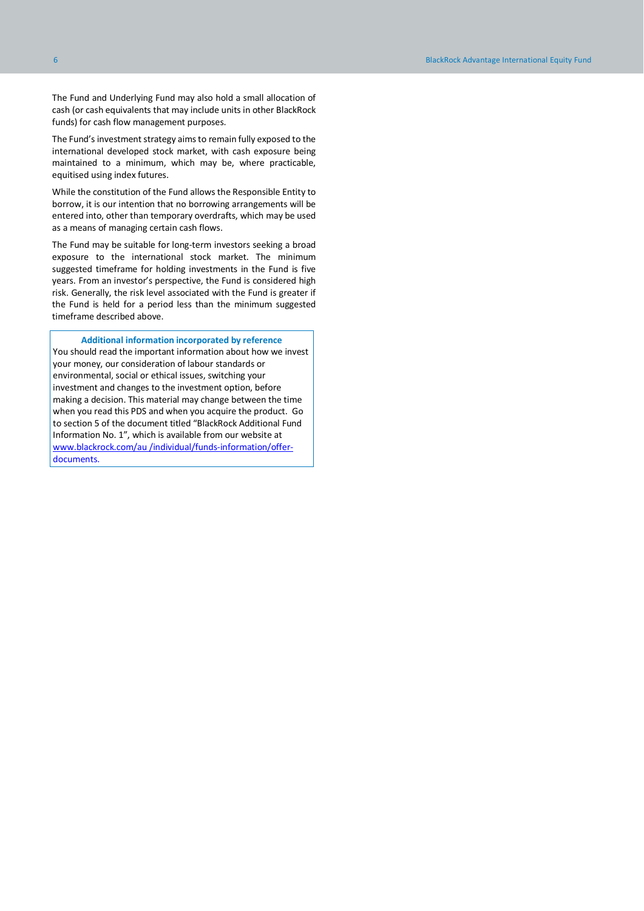The Fund and Underlying Fund may also hold a small allocation of cash (or cash equivalents that may include units in other BlackRock funds) for cash flow management purposes.

The Fund's investment strategy aims to remain fully exposed to the international developed stock market, with cash exposure being maintained to a minimum, which may be, where practicable, equitised using index futures.

While the constitution of the Fund allows the Responsible Entity to borrow, it is our intention that no borrowing arrangements will be entered into, other than temporary overdrafts, which may be used as a means of managing certain cash flows.

The Fund may be suitable for long-term investors seeking a broad exposure to the international stock market. The minimum suggested timeframe for holding investments in the Fund is five years. From an investor's perspective, the Fund is considered high risk. Generally, the risk level associated with the Fund is greater if the Fund is held for a period less than the minimum suggested timeframe described above.

**Additional information incorporated by reference**

You should read the important information about how we invest your money, our consideration of labour standards or environmental, social or ethical issues, switching your investment and changes to the investment option, before making a decision. This material may change between the time when you read this PDS and when you acquire the product. Go to section 5 of the document titled "BlackRock Additional Fund Information No. 1", which is available from our website at www.blackrock.com/au /individual/funds-information/offer-documents.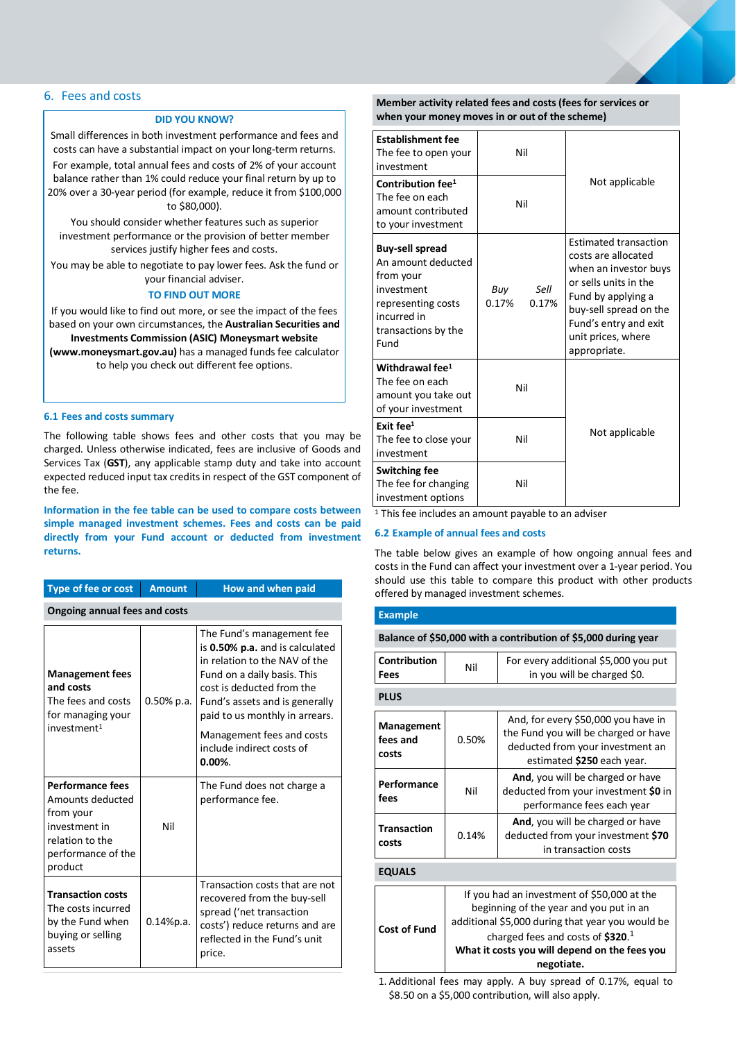## 6. Fees and costs

**DID YOU KNOW?**

Small differences in both investment performance and fees and costs can have a substantial impact on your long-term returns.

For example, total annual fees and costs of 2% of your account balance rather than 1% could reduce your final return by up to 20% over a 30-year period (for example, reduce it from $100,000 to $80,000).

You should consider whether features such as superior investment performance or the provision of better member services justify higher fees and costs.

You may be able to negotiate to pay lower fees. Ask the fund or your financial adviser.

**TO FIND OUT MORE**

If you would like to find out more, or see the impact of the fees based on your own circumstances, the **Australian Securities and Investments Commission (ASIC) Moneysmart website (www.moneysmart.gov.au)** has a managed funds fee calculator to help you check out different fee options.

### 6.1 Fees and costs summary

The following table shows fees and other costs that you may be charged. Unless otherwise indicated, fees are inclusive of Goods and Services Tax (**GST**), any applicable stamp duty and take into account expected reduced input tax credits in respect of the GST component of the fee.

**Information in the fee table can be used to compare costs between simple managed investment schemes. Fees and costs can be paid directly from your Fund account or deducted from investment returns.**

| Type of fee or cost | Amount | How and when paid |
|---|---|---|
| **Ongoing annual fees and costs** | | |
| **Management fees and costs** The fees and costs for managing your investment[1] | 0.50% p.a. | The Fund's management fee is **0.50% p.a.** and is calculated in relation to the NAV of the Fund on a daily basis. This cost is deducted from the Fund's assets and is generally paid to us monthly in arrears. Management fees and costs include indirect costs of **0.00%**. |
| **Performance fees** Amounts deducted from your investment in relation to the performance of the product | Nil | The Fund does not charge a performance fee. |
| **Transaction costs** The costs incurred by the Fund when buying or selling assets | 0.14%p.a. | Transaction costs that are not recovered from the buy-sell spread ('net transaction costs') reduce returns and are reflected in the Fund's unit price. |
| **Member activity related fees and costs (fees for services or when your money moves in or out of the scheme)** | | |
| **Establishment fee** The fee to open your investment | Nil | Not applicable |
| **Contribution fee[1]** The fee on each amount contributed to your investment | Nil | Not applicable |
| **Buy-sell spread** An amount deducted from your investment representing costs incurred in transactions by the Fund | *Buy* 0.17% *Sell* 0.17% | Estimated transaction costs are allocated when an investor buys or sells units in the Fund by applying a buy-sell spread on the Fund's entry and exit unit prices, where appropriate. |
| **Withdrawal fee[1]** The fee on each amount you take out of your investment | Nil | Not applicable |
| **Exit fee[1]** The fee to close your investment | Nil | Not applicable |
| **Switching fee** The fee for changing investment options | Nil | Not applicable |

[1] This fee includes an amount payable to an adviser

### 6.2 Example of annual fees and costs

The table below gives an example of how ongoing annual fees and costs in the Fund can affect your investment over a 1-year period. You should use this table to compare this product with other products offered by managed investment schemes.

| Example | | |
|---|---|---|
| **Balance of $50,000 with a contribution of $5,000 during year** | | |
| **Contribution Fees** | Nil | For every additional $5,000 you put in you will be charged $0. |
| **PLUS** | | |
| **Management fees and costs** | 0.50% | And, for every $50,000 you have in the Fund you will be charged or have deducted from your investment an estimated **$250** each year. |
| **Performance fees** | Nil | **And**, you will be charged or have deducted from your investment **$0** in performance fees each year |
| **Transaction costs** | 0.14% | **And**, you will be charged or have deducted from your investment **$70** in transaction costs |
| **EQUALS** | | |
| **Cost of Fund** | | If you had an investment of $50,000 at the beginning of the year and you put in an additional $5,000 during that year you would be charged fees and costs of **$320**.[1] **What it costs you will depend on the fees you negotiate.** |

1. Additional fees may apply. A buy spread of 0.17%, equal to $8.50 on a $5,000 contribution, will also apply.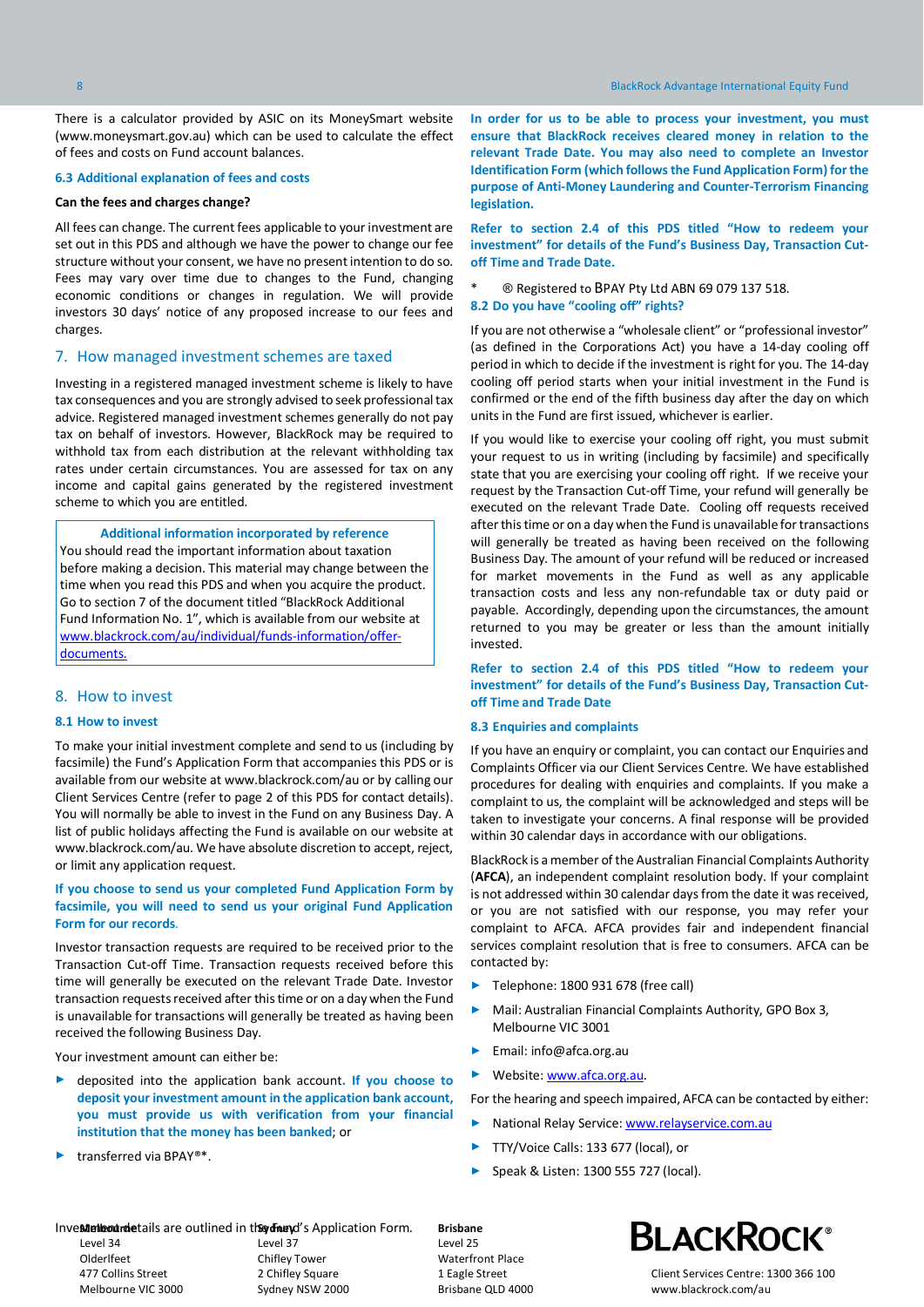There is a calculator provided by ASIC on its MoneySmart website (www.moneysmart.gov.au) which can be used to calculate the effect of fees and costs on Fund account balances.

### 6.3 Additional explanation of fees and costs

**Can the fees and charges change?**

All fees can change. The current fees applicable to your investment are set out in this PDS and although we have the power to change our fee structure without your consent, we have no present intention to do so. Fees may vary over time due to changes to the Fund, changing economic conditions or changes in regulation. We will provide investors 30 days' notice of any proposed increase to our fees and charges.

## 7. How managed investment schemes are taxed

Investing in a registered managed investment scheme is likely to have tax consequences and you are strongly advised to seek professional tax advice. Registered managed investment schemes generally do not pay tax on behalf of investors. However, BlackRock may be required to withhold tax from each distribution at the relevant withholding tax rates under certain circumstances. You are assessed for tax on any income and capital gains generated by the registered investment scheme to which you are entitled.

**Additional information incorporated by reference**

You should read the important information about taxation before making a decision. This material may change between the time when you read this PDS and when you acquire the product. Go to section 7 of the document titled "BlackRock Additional Fund Information No. 1", which is available from our website at www.blackrock.com/au/individual/funds-information/offer-documents.

## 8. How to invest

### 8.1 How to invest

To make your initial investment complete and send to us (including by facsimile) the Fund's Application Form that accompanies this PDS or is available from our website at www.blackrock.com/au or by calling our Client Services Centre (refer to page 2 of this PDS for contact details). You will normally be able to invest in the Fund on any Business Day. A list of public holidays affecting the Fund is available on our website at www.blackrock.com/au. We have absolute discretion to accept, reject, or limit any application request.

**If you choose to send us your completed Fund Application Form by facsimile, you will need to send us your original Fund Application Form for our records.**

Investor transaction requests are required to be received prior to the Transaction Cut-off Time. Transaction requests received before this time will generally be executed on the relevant Trade Date. Investor transaction requests received after this time or on a day when the Fund is unavailable for transactions will generally be treated as having been received the following Business Day.

Your investment amount can either be:

- deposited into the application bank account. **If you choose to deposit your investment amount in the application bank account, you must provide us with verification from your financial institution that the money has been banked**; or
- transferred via BPAY®*.

Investment details are outlined in the Fund's Application Form.

**In order for us to be able to process your investment, you must ensure that BlackRock receives cleared money in relation to the relevant Trade Date. You may also need to complete an Investor Identification Form (which follows the Fund Application Form) for the purpose of Anti-Money Laundering and Counter-Terrorism Financing legislation.**

**Refer to section 2.4 of this PDS titled "How to redeem your investment" for details of the Fund's Business Day, Transaction Cut-off Time and Trade Date.**

\* ® Registered to BPAY Pty Ltd ABN 69 079 137 518.

### 8.2 Do you have "cooling off" rights?

If you are not otherwise a "wholesale client" or "professional investor" (as defined in the Corporations Act) you have a 14-day cooling off period in which to decide if the investment is right for you. The 14-day cooling off period starts when your initial investment in the Fund is confirmed or the end of the fifth business day after the day on which units in the Fund are first issued, whichever is earlier.

If you would like to exercise your cooling off right, you must submit your request to us in writing (including by facsimile) and specifically state that you are exercising your cooling off right. If we receive your request by the Transaction Cut-off Time, your refund will generally be executed on the relevant Trade Date. Cooling off requests received after this time or on a day when the Fund is unavailable for transactions will generally be treated as having been received on the following Business Day. The amount of your refund will be reduced or increased for market movements in the Fund as well as any applicable transaction costs and less any non-refundable tax or duty paid or payable. Accordingly, depending upon the circumstances, the amount returned to you may be greater or less than the amount initially invested.

**Refer to section 2.4 of this PDS titled "How to redeem your investment" for details of the Fund's Business Day, Transaction Cut-off Time and Trade Date**

### 8.3 Enquiries and complaints

If you have an enquiry or complaint, you can contact our Enquiries and Complaints Officer via our Client Services Centre. We have established procedures for dealing with enquiries and complaints. If you make a complaint to us, the complaint will be acknowledged and steps will be taken to investigate your concerns. A final response will be provided within 30 calendar days in accordance with our obligations.

BlackRock is a member of the Australian Financial Complaints Authority (**AFCA**), an independent complaint resolution body. If your complaint is not addressed within 30 calendar days from the date it was received, or you are not satisfied with our response, you may refer your complaint to AFCA. AFCA provides fair and independent financial services complaint resolution that is free to consumers. AFCA can be contacted by:

- Telephone: 1800 931 678 (free call)
- Mail: Australian Financial Complaints Authority, GPO Box 3, Melbourne VIC 3001
- Email: info@afca.org.au
- Website: www.afca.org.au.

For the hearing and speech impaired, AFCA can be contacted by either:

- National Relay Service: www.relayservice.com.au
- TTY/Voice Calls: 133 677 (local), or
- Speak & Listen: 1300 555 727 (local).

**Melbourne**
Level 34
Olderfleet
477 Collins Street
Melbourne VIC 3000

**Sydney**
Level 37
Chifley Tower
2 Chifley Square
Sydney NSW 2000

**Brisbane**
Level 25
Waterfront Place
1 Eagle Street
Brisbane QLD 4000

BLACKROCK®
Client Services Centre: 1300 366 100
www.blackrock.com/au